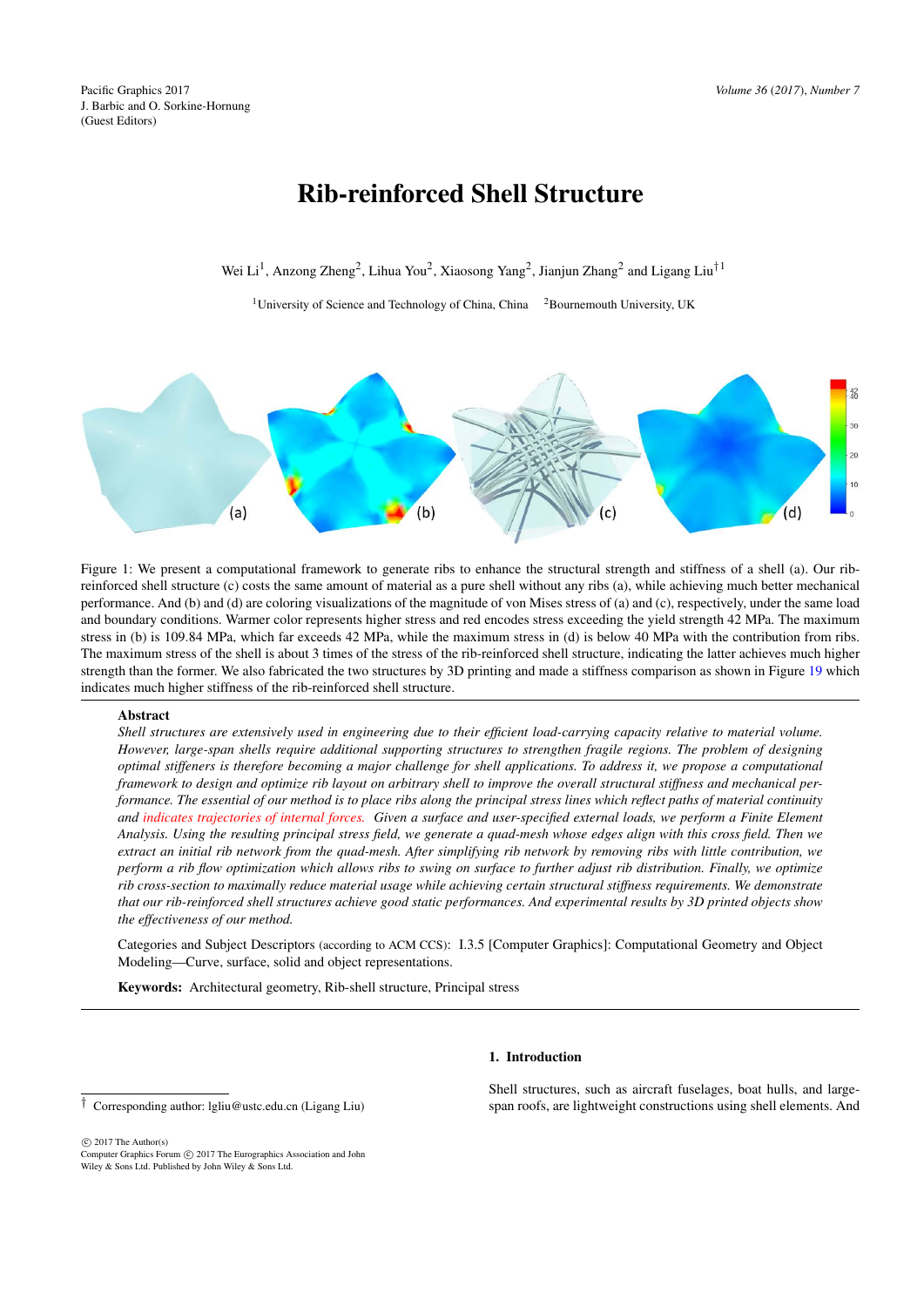# Rib-reinforced Shell Structure

Wei Li[1], Anzong Zheng[2], Lihua You[2], Xiaosong Yang[2], Jianjun Zhang[2] and Ligang Liu[†1]

[1]University of Science and Technology of China, China [2]Bournemouth University, UK

Figure 1: We present a computational framework to generate ribs to enhance the structural strength and stiffness of a shell (a). Our rib-reinforced shell structure (c) costs the same amount of material as a pure shell without any ribs (a), while achieving much better mechanical performance. And (b) and (d) are coloring visualizations of the magnitude of von Mises stress of (a) and (c), respectively, under the same load and boundary conditions. Warmer color represents higher stress and red encodes stress exceeding the yield strength 42 MPa. The maximum stress in (b) is 109.84 MPa, which far exceeds 42 MPa, while the maximum stress in (d) is below 40 MPa with the contribution from ribs. The maximum stress of the shell is about 3 times of the stress of the rib-reinforced shell structure, indicating the latter achieves much higher strength than the former. We also fabricated the two structures by 3D printing and made a stiffness comparison as shown in Figure 19 which indicates much higher stiffness of the rib-reinforced shell structure.

**Abstract**

*Shell structures are extensively used in engineering due to their efficient load-carrying capacity relative to material volume. However, large-span shells require additional supporting structures to strengthen fragile regions. The problem of designing optimal stiffeners is therefore becoming a major challenge for shell applications. To address it, we propose a computational framework to design and optimize rib layout on arbitrary shell to improve the overall structural stiffness and mechanical performance. The essential of our method is to place ribs along the principal stress lines which reflect paths of material continuity and indicates trajectories of internal forces. Given a surface and user-specified external loads, we perform a Finite Element Analysis. Using the resulting principal stress field, we generate a quad-mesh whose edges align with this cross field. Then we extract an initial rib network from the quad-mesh. After simplifying rib network by removing ribs with little contribution, we perform a rib flow optimization which allows ribs to swing on surface to further adjust rib distribution. Finally, we optimize rib cross-section to maximally reduce material usage while achieving certain structural stiffness requirements. We demonstrate that our rib-reinforced shell structures achieve good static performances. And experimental results by 3D printed objects show the effectiveness of our method.*

Categories and Subject Descriptors (according to ACM CCS): I.3.5 [Computer Graphics]: Computational Geometry and Object Modeling—Curve, surface, solid and object representations.

**Keywords:** Architectural geometry, Rib-shell structure, Principal stress

## 1. Introduction

Shell structures, such as aircraft fuselages, boat hulls, and large-span roofs, are lightweight constructions using shell elements. And

† Corresponding author: lgliu@ustc.edu.cn (Ligang Liu)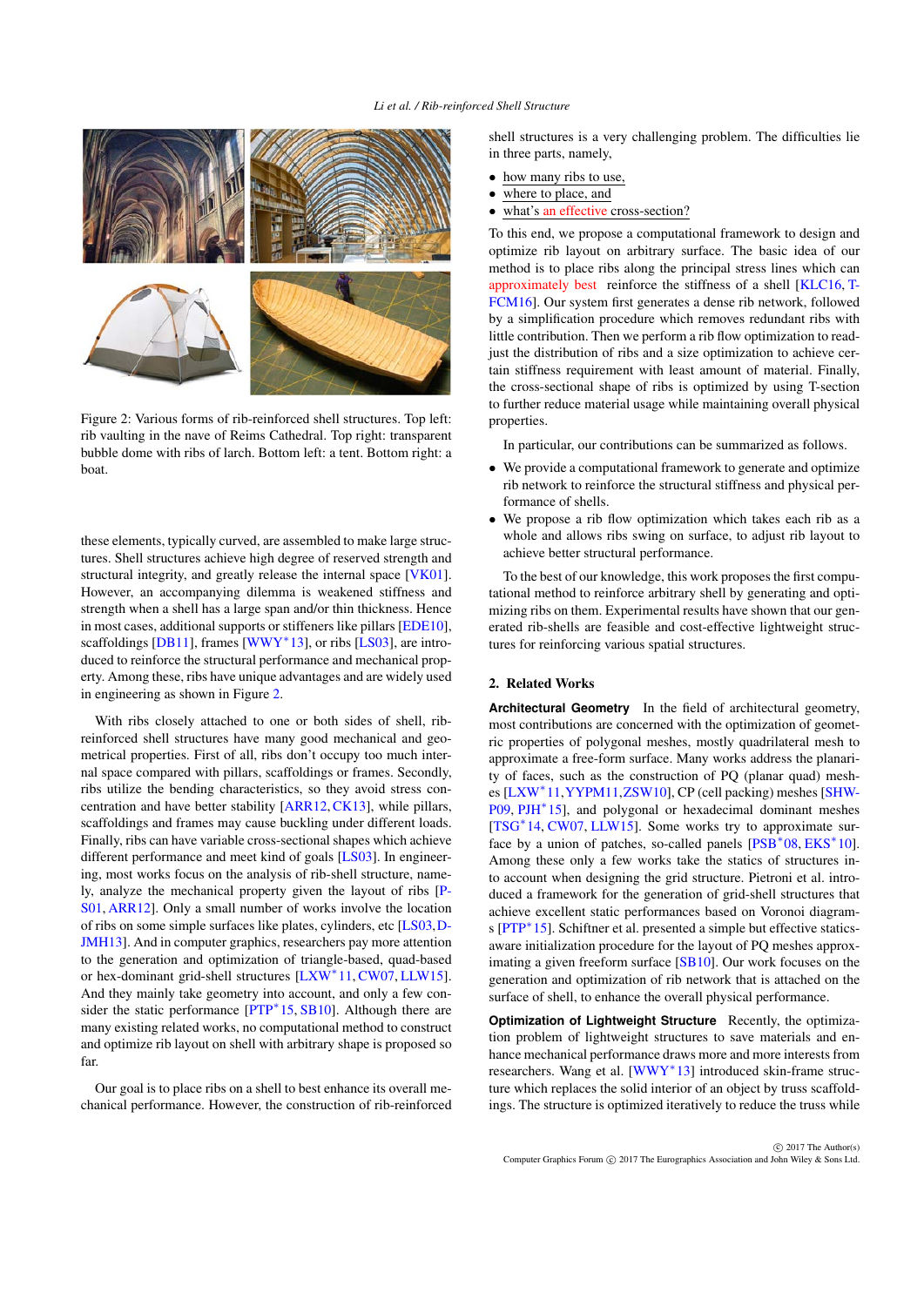Figure 2: Various forms of rib-reinforced shell structures. Top left: rib vaulting in the nave of Reims Cathedral. Top right: transparent bubble dome with ribs of larch. Bottom left: a tent. Bottom right: a boat.

these elements, typically curved, are assembled to make large structures. Shell structures achieve high degree of reserved strength and structural integrity, and greatly release the internal space [VK01]. However, an accompanying dilemma is weakened stiffness and strength when a shell has a large span and/or thin thickness. Hence in most cases, additional supports or stiffeners like pillars [EDE10], scaffoldings [DB11], frames [WWY*13], or ribs [LS03], are introduced to reinforce the structural performance and mechanical property. Among these, ribs have unique advantages and are widely used in engineering as shown in Figure 2.

With ribs closely attached to one or both sides of shell, rib-reinforced shell structures have many good mechanical and geometrical properties. First of all, ribs don't occupy too much internal space compared with pillars, scaffoldings or frames. Secondly, ribs utilize the bending characteristics, so they avoid stress concentration and have better stability [ARR12, CK13], while pillars, scaffoldings and frames may cause buckling under different loads. Finally, ribs can have variable cross-sectional shapes which achieve different performance and meet different kind of goals [LS03]. In engineering, most works focus on the analysis of rib-shell structure, namely, analyze the mechanical property given the layout of ribs [PS01, ARR12]. Only a small number of works involve the location of ribs on some simple surfaces like plates, cylinders, etc [LS03, DJMH13]. And in computer graphics, researchers pay more attention to the generation and optimization of triangle-based, quad-based or hex-dominant grid-shell structures [LXW*11, CW07, LLW15]. And they mainly take geometry into account, and only a few consider the static performance [PTP*15, SB10]. Although there are many existing related works, no computational method to construct and optimize rib layout on shell with arbitrary shape is proposed so far.

Our goal is to place ribs on a shell to best enhance its overall mechanical performance. However, the construction of rib-reinforced shell structures is a very challenging problem. The difficulties lie in three parts, namely,

- how many ribs to use,
- where to place, and
- what's an effective cross-section?

To this end, we propose a computational framework to design and optimize rib layout on arbitrary surface. The basic idea of our method is to place ribs along the principal stress lines which can approximately best reinforce the stiffness of a shell [KLC16, TFCM16]. Our system first generates a dense rib network, followed by a simplification procedure which removes redundant ribs with little contribution. Then we perform a rib flow optimization to readjust the distribution of ribs and a size optimization to achieve certain stiffness requirement with least amount of material. Finally, the cross-sectional shape of ribs is optimized by using T-section to further reduce material usage while maintaining overall physical properties.

In particular, our contributions can be summarized as follows.

- We provide a computational framework to generate and optimize rib network to reinforce the structural stiffness and physical performance of shells.
- We propose a rib flow optimization which takes each rib as a whole and allows ribs swing on surface, to adjust rib layout to achieve better structural performance.

To the best of our knowledge, this work proposes the first computational method to reinforce arbitrary shell by generating and optimizing ribs on them. Experimental results have shown that our generated rib-shells are feasible and cost-effective lightweight structures for reinforcing various spatial structures.

## 2. Related Works

**Architectural Geometry** In the field of architectural geometry, most contributions are concerned with the optimization of geometric properties of polygonal meshes, mostly quadrilateral mesh to approximate a free-form surface. Many works address the planarity of faces, such as the construction of PQ (planar quad) meshes [LXW*11, YYPM11, ZSW10], CP (cell packing) meshes [SHWP09, PJH*15], and polygonal or hexadecimal dominant meshes [TSG*14, CW07, LLW15]. Some works try to approximate surface by a union of patches, so-called panels [PSB*08, EKS*10]. Among these only a few works take the statics of structures into account when designing the grid structure. Pietroni et al. introduced a framework for the generation of grid-shell structures that achieve excellent static performances based on Voronoi diagrams [PTP*15]. Schiftner et al. presented a simple but effective statics-aware initialization procedure for the layout of PQ meshes approximating a given freeform surface [SB10]. Our work focuses on the generation and optimization of rib network that is attached on the surface of shell, to enhance the overall physical performance.

**Optimization of Lightweight Structure** Recently, the optimization problem of lightweight structures to save materials and enhance mechanical performance draws more and more interests from researchers. Wang et al. [WWY*13] introduced skin-frame structure which replaces the solid interior of an object by truss scaffoldings. The structure is optimized iteratively to reduce the truss while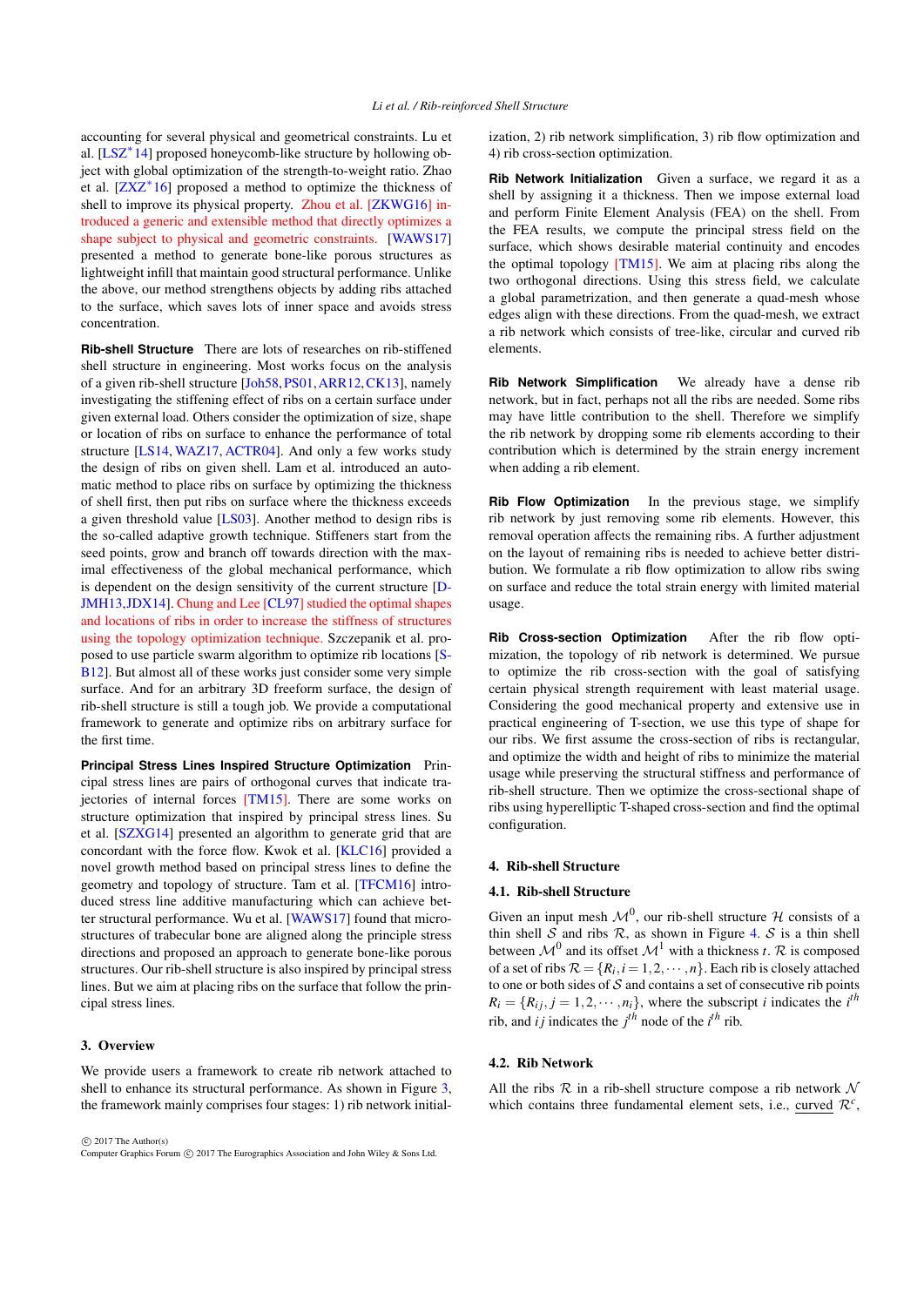accounting for several physical and geometrical constraints. Lu et al. [LSZ*14] proposed honeycomb-like structure by hollowing object with global optimization of the strength-to-weight ratio. Zhao et al. [ZXZ*16] proposed a method to optimize the thickness of shell to improve its physical property. Zhou et al. [ZKWG16] introduced a generic and extensible method that directly optimizes a shape subject to physical and geometric constraints. [WAWS17] presented a method to generate bone-like porous structures as lightweight infill that maintain good structural performance. Unlike the above, our method strengthens objects by adding ribs attached to the surface, which saves lots of inner space and avoids stress concentration.

**Rib-shell Structure** There are lots of researches on rib-stiffened shell structure in engineering. Most works focus on the analysis of a given rib-shell structure [Joh58, PS01, ARR12, CK13], namely investigating the stiffening effect of ribs on a certain surface under given external load. Others consider the optimization of size, shape or location of ribs on surface to enhance the performance of total structure [LS14, WAZ17, ACTR04]. And only a few works study the design of ribs on given shell. Lam et al. introduced an automatic method to place ribs on surface by optimizing the thickness of shell first, then put ribs on surface where the thickness exceeds a given threshold value [LS03]. Another method to design ribs is the so-called adaptive growth technique. Stiffeners start from the seed points, grow and branch off towards direction with the maximal effectiveness of the global mechanical performance, which is dependent on the design sensitivity of the current structure [DJMH13, JDX14]. Chung and Lee [CL97] studied the optimal shapes and locations of ribs in order to increase the stiffness of structures using the topology optimization technique. Szczepanik et al. proposed to use particle swarm algorithm to optimize rib locations [SB12]. But almost all of these works just consider some very simple surface. And for an arbitrary 3D freeform surface, the design of rib-shell structure is still a tough job. We provide a computational framework to generate and optimize ribs on arbitrary surface for the first time.

**Principal Stress Lines Inspired Structure Optimization** Principal stress lines are pairs of orthogonal curves that indicate trajectories of internal forces [TM15]. There are some works on structure optimization that inspired by principal stress lines. Su et al. [SZXG14] presented an algorithm to generate grid that are concordant with the force flow. Kwok et al. [KLC16] provided a novel growth method based on principal stress lines to define the geometry and topology of structure. Tam et al. [TFCM16] introduced stress line additive manufacturing which can achieve better structural performance. Wu et al. [WAWS17] found that microstructures of trabecular bone are aligned along the principle stress directions and proposed an approach to generate bone-like porous structures. Our rib-shell structure is also inspired by principal stress lines. But we aim at placing ribs on the surface that follow the principal stress lines.

## 3. Overview

We provide users a framework to create rib network attached to shell to enhance its structural performance. As shown in Figure 3, the framework mainly comprises four stages: 1) rib network initialization, 2) rib network simplification, 3) rib flow optimization and 4) rib cross-section optimization.

**Rib Network Initialization** Given a surface, we regard it as a shell by assigning it a thickness. Then we impose external load and perform Finite Element Analysis (FEA) on the shell. From the FEA results, we compute the principal stress field on the surface, which shows desirable material continuity and encodes the optimal topology [TM15]. We aim at placing ribs along the two orthogonal directions. Using this stress field, we calculate a global parametrization, and then generate a quad-mesh whose edges align with these directions. From the quad-mesh, we extract a rib network which consists of tree-like, circular and curved rib elements.

**Rib Network Simplification** We already have a dense rib network, but in fact, perhaps not all the ribs are needed. Some ribs may have little contribution to the shell. Therefore we simplify the rib network by dropping some rib elements according to their contribution which is determined by the strain energy increment when adding a rib element.

**Rib Flow Optimization** In the previous stage, we simplify rib network by just removing some rib elements. However, this removal operation affects the remaining ribs. A further adjustment on the layout of remaining ribs is needed to achieve better distribution. We formulate a rib flow optimization to allow ribs swing on surface and reduce the total strain energy with limited material usage.

**Rib Cross-section Optimization** After the rib flow optimization, the topology of rib network is determined. We pursue to optimize the rib cross-section with the goal of satisfying certain physical strength requirement with least material usage. Considering the good mechanical property and extensive use in practical engineering of T-section, we use this type of shape for our ribs. We first assume the cross-section of ribs is rectangular, and optimize the width and height of ribs to minimize the material usage while preserving the structural stiffness and performance of rib-shell structure. Then we optimize the cross-sectional shape of ribs using hyperelliptic T-shaped cross-section and find the optimal configuration.

## 4. Rib-shell Structure

### 4.1. Rib-shell Structure

Given an input mesh $\mathcal{M}^0$, our rib-shell structure $\mathcal{H}$ consists of a thin shell $\mathcal{S}$ and ribs $\mathcal{R}$, as shown in Figure 4. $\mathcal{S}$ is a thin shell between $\mathcal{M}^0$ and its offset $\mathcal{M}^1$ with a thickness $t$. $\mathcal{R}$ is composed of a set of ribs $\mathcal{R} = \{R_i, i = 1, 2, \cdots, n\}$. Each rib is closely attached to one or both sides of $\mathcal{S}$ and contains a set of consecutive rib points $R_i = \{R_{ij}, j = 1, 2, \cdots, n_i\}$, where the subscript $i$ indicates the $i^{th}$ rib, and $ij$ indicates the $j^{th}$ node of the $i^{th}$ rib.

### 4.2. Rib Network

All the ribs $\mathcal{R}$ in a rib-shell structure compose a rib network $\mathcal{N}$ which contains three fundamental element sets, i.e., curved $\mathcal{R}^c$,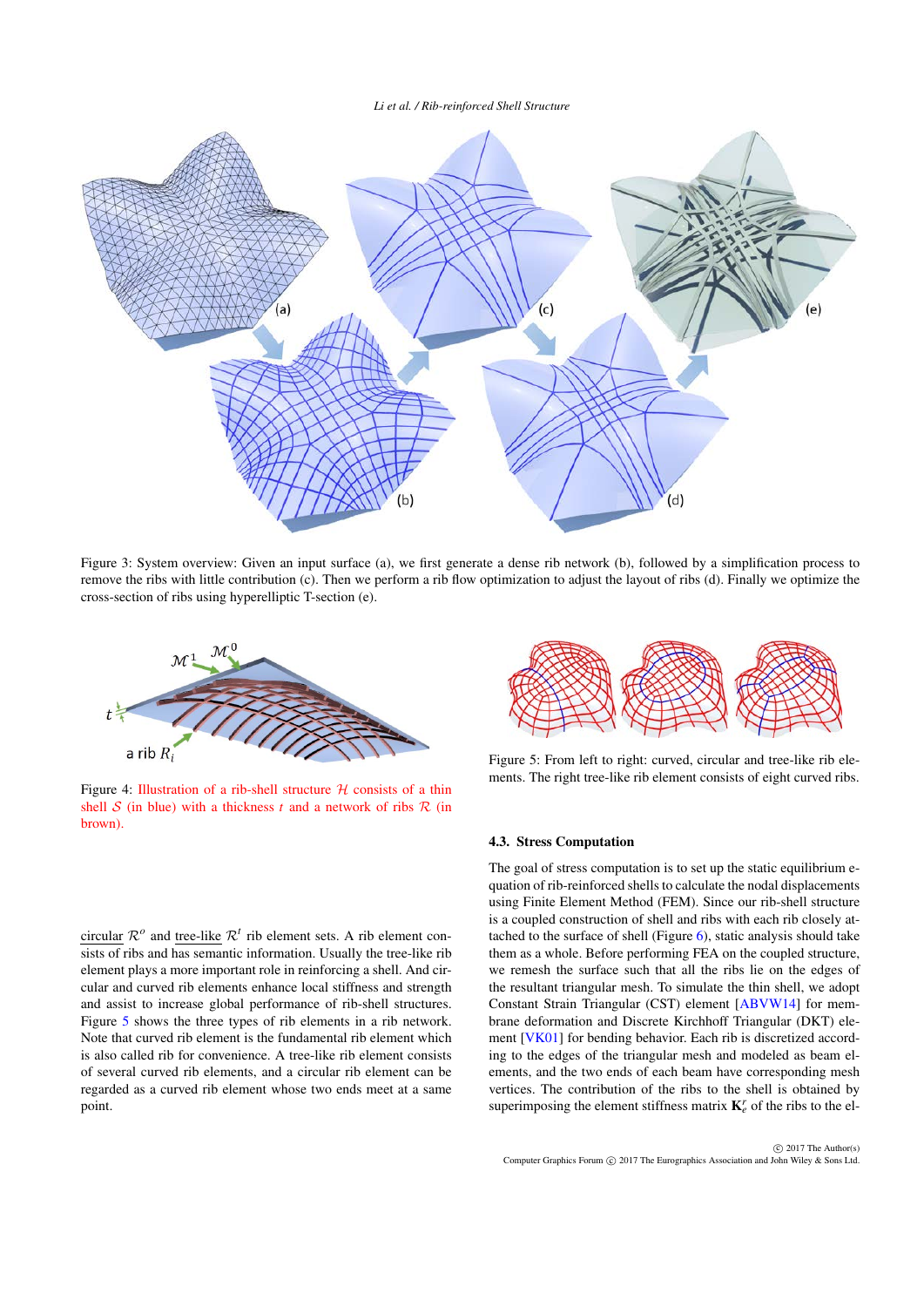Figure 3: System overview: Given an input surface (a), we first generate a dense rib network (b), followed by a simplification process to remove the ribs with little contribution (c). Then we perform a rib flow optimization to adjust the layout of ribs (d). Finally we optimize the cross-section of ribs using hyperelliptic T-section (e).

Figure 4: Illustration of a rib-shell structure $\mathcal{H}$ consists of a thin shell $\mathcal{S}$ (in blue) with a thickness $t$ and a network of ribs $\mathcal{R}$ (in brown).

Figure 5: From left to right: curved, circular and tree-like rib elements. The right tree-like rib element consists of eight curved ribs.

circular $\mathcal{R}^o$ and tree-like $\mathcal{R}^t$ rib element sets. A rib element consists of ribs and has semantic information. Usually the tree-like rib element plays a more important role in reinforcing a shell. And circular and curved rib elements enhance local stiffness and strength and assist to increase global performance of rib-shell structures. Figure 5 shows the three types of rib elements in a rib network. Note that curved rib element is the fundamental rib element which is also called rib for convenience. A tree-like rib element consists of several curved rib elements, and a circular rib element can be regarded as a curved rib element whose two ends meet at a same point.

### 4.3. Stress Computation

The goal of stress computation is to set up the static equilibrium equation of rib-reinforced shells to calculate the nodal displacements using Finite Element Method (FEM). Since our rib-shell structure is a coupled construction of shell and ribs with each rib closely attached to the surface of shell (Figure 6), static analysis should take them as a whole. Before performing FEA on the coupled structure, we remesh the surface such that all the ribs lie on the edges of the resultant triangular mesh. To simulate the thin shell, we adopt Constant Strain Triangular (CST) element [ABVW14] for membrane deformation and Discrete Kirchhoff Triangular (DKT) element [VK01] for bending behavior. Each rib is discretized according to the edges of the triangular mesh and modeled as beam elements, and the two ends of each beam have corresponding mesh vertices. The contribution of the ribs to the shell is obtained by superimposing the element stiffness matrix $\mathbf{K}_e^r$ of the ribs to the el-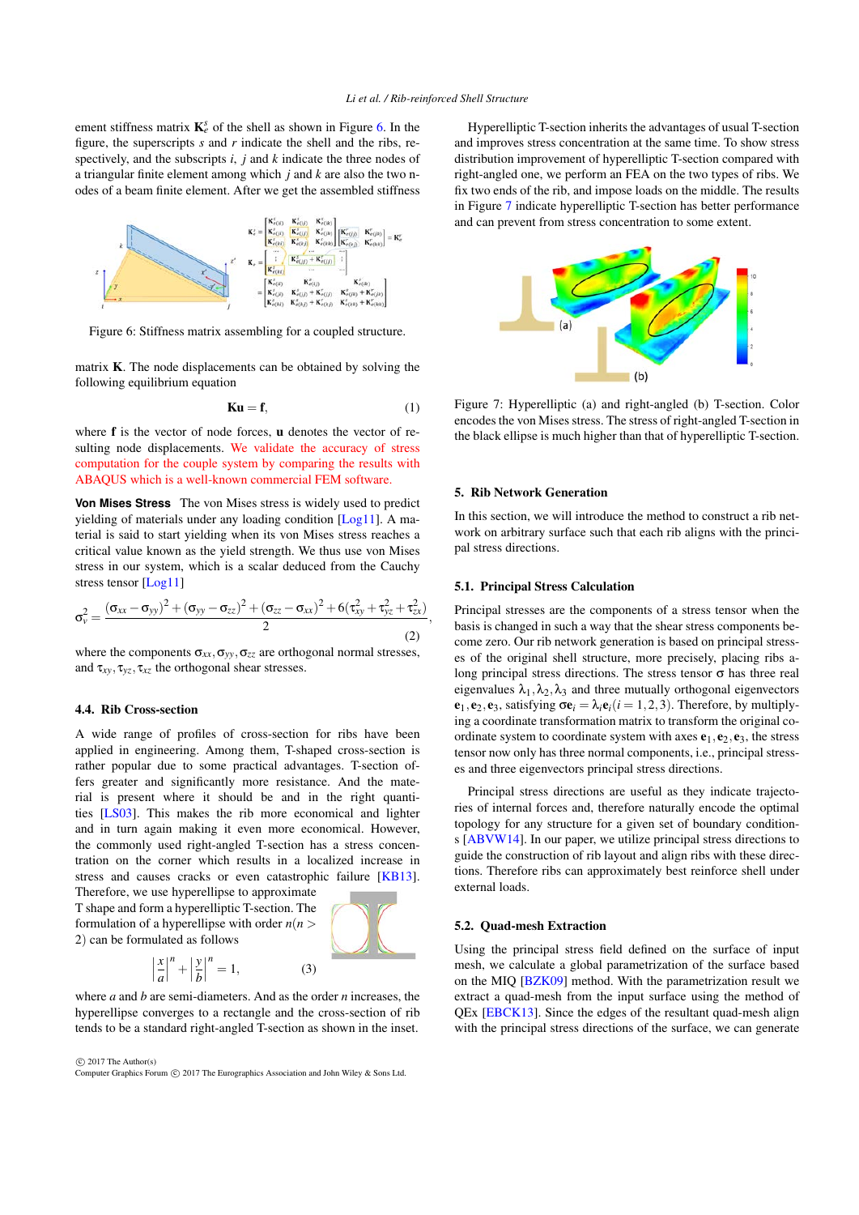ement stiffness matrix $\mathbf{K}_e^s$ of the shell as shown in Figure 6. In the figure, the superscripts $s$ and $r$ indicate the shell and the ribs, respectively, and the subscripts $i$, $j$ and $k$ indicate the three nodes of a triangular finite element among which $j$ and $k$ are also the two nodes of a beam finite element. After we get the assembled stiffness

Figure 6: Stiffness matrix assembling for a coupled structure.

matrix $\mathbf{K}$. The node displacements can be obtained by solving the following equilibrium equation

$$\mathbf{Ku} = \mathbf{f}, \tag{1}$$

where $\mathbf{f}$ is the vector of node forces, $\mathbf{u}$ denotes the vector of resulting node displacements. We validate the accuracy of stress computation for the couple system by comparing the results with ABAQUS which is a well-known commercial FEM software.

**Von Mises Stress** The von Mises stress is widely used to predict yielding of materials under any loading condition [Log11]. A material is said to start yielding when its von Mises stress reaches a critical value known as the yield strength. We thus use von Mises stress in our system, which is a scalar deduced from the Cauchy stress tensor [Log11]

$$\sigma_v^2 = \frac{(\sigma_{xx}-\sigma_{yy})^2+(\sigma_{yy}-\sigma_{zz})^2+(\sigma_{zz}-\sigma_{xx})^2+6(\tau_{xy}^2+\tau_{yz}^2+\tau_{zx}^2)}{2}, \tag{2}$$

where the components $\sigma_{xx}, \sigma_{yy}, \sigma_{zz}$ are orthogonal normal stresses, and $\tau_{xy}, \tau_{yz}, \tau_{xz}$ the orthogonal shear stresses.

### 4.4. Rib Cross-section

A wide range of profiles of cross-section for ribs have been applied in engineering. Among them, T-shaped cross-section is rather popular due to some practical advantages. T-section offers greater and significantly more resistance. And the material is present where it should be and in the right quantities [LS03]. This makes the rib more economical and lighter and in turn again making it even more economical. However, the commonly used right-angled T-section has a stress concentration on the corner which results in a localized increase in stress and causes cracks or even catastrophic failure [KB13]. Therefore, we use hyperellipse to approximate T shape and form a hyperelliptic T-section. The formulation of a hyperellipse with order $n (n > 2)$ can be formulated as follows

$$\left|\frac{x}{a}\right|^n + \left|\frac{y}{b}\right|^n = 1, \tag{3}$$

where $a$ and $b$ are semi-diameters. And as the order $n$ increases, the hyperellipse converges to a rectangle and the cross-section of rib tends to be a standard right-angled T-section as shown in the inset.

Hyperelliptic T-section inherits the advantages of usual T-section and improves stress concentration at the same time. To show stress distribution improvement of hyperelliptic T-section compared with right-angled one, we perform an FEA on the two types of ribs. We fix two ends of the rib, and impose loads on the middle. The results in Figure 7 indicate hyperelliptic T-section has better performance and can prevent from stress concentration to some extent.

Figure 7: Hyperelliptic (a) and right-angled (b) T-section. Color encodes the von Mises stress. The stress of right-angled T-section in the black ellipse is much higher than that of hyperelliptic T-section.

## 5. Rib Network Generation

In this section, we will introduce the method to construct a rib network on arbitrary surface such that each rib aligns with the principal stress directions.

### 5.1. Principal Stress Calculation

Principal stresses are the components of a stress tensor when the basis is changed in such a way that the shear stress components become zero. Our rib network generation is based on principal stresses of the original shell structure, more precisely, placing ribs along principal stress directions. The stress tensor $\sigma$ has three real eigenvalues $\lambda_1, \lambda_2, \lambda_3$ and three mutually orthogonal eigenvectors $\mathbf{e}_1, \mathbf{e}_2, \mathbf{e}_3$, satisfying $\sigma\mathbf{e}_i = \lambda_i\mathbf{e}_i (i = 1, 2, 3)$. Therefore, by multiplying a coordinate transformation matrix to transform the original coordinate system to coordinate system with axes $\mathbf{e}_1, \mathbf{e}_2, \mathbf{e}_3$, the stress tensor now only has three normal components, i.e., principal stresses and three eigenvectors principal stress directions.

Principal stress directions are useful as they indicate trajectories of internal forces and, therefore naturally encode the optimal topology for any structure for a given set of boundary conditions [ABVW14]. In our paper, we utilize principal stress directions to guide the construction of rib layout and align ribs with these directions. Therefore ribs can approximately best reinforce shell under external loads.

### 5.2. Quad-mesh Extraction

Using the principal stress field defined on the surface of input mesh, we calculate a global parametrization of the surface based on the MIQ [BZK09] method. With the parametrization result we extract a quad-mesh from the input surface using the method of QEx [EBCK13]. Since the edges of the resultant quad-mesh align with the principal stress directions of the surface, we can generate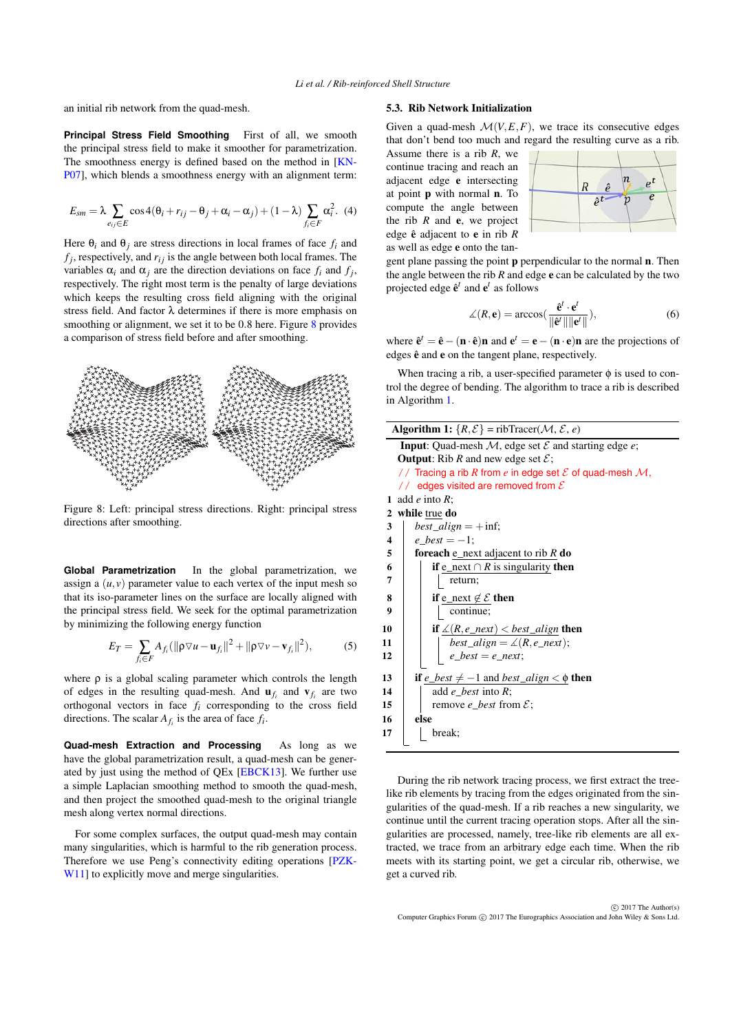an initial rib network from the quad-mesh.

**Principal Stress Field Smoothing** First of all, we smooth the principal stress field to make it smoother for parametrization. The smoothness energy is defined based on the method in [KNP07], which blends a smoothness energy with an alignment term:

$$E_{sm} = \lambda \sum_{e_{ij}\in E} \cos 4(\theta_i + r_{ij} - \theta_j + \alpha_i - \alpha_j) + (1-\lambda) \sum_{f_i \in F} \alpha_i^2. \quad (4)$$

Here $\theta_i$ and $\theta_j$ are stress directions in local frames of face $f_i$ and $f_j$, respectively, and $r_{ij}$ is the angle between both local frames. The variables $\alpha_i$ and $\alpha_j$ are the direction deviations on face $f_i$ and $f_j$, respectively. The right most term is the penalty of large deviations which keeps the resulting cross field aligning with the original stress field. And factor $\lambda$ determines if there is more emphasis on smoothing or alignment, we set it to be 0.8 here. Figure 8 provides a comparison of stress field before and after smoothing.

Figure 8: Left: principal stress directions. Right: principal stress directions after smoothing.

**Global Parametrization** In the global parametrization, we assign a $(u, v)$ parameter value to each vertex of the input mesh so that its iso-parameter lines on the surface are locally aligned with the principal stress field. We seek for the optimal parametrization by minimizing the following energy function

$$E_T = \sum_{f_i \in F} A_{f_i}(\|\rho \nabla u - \mathbf{u}_{f_i}\|^2 + \|\rho \nabla v - \mathbf{v}_{f_i}\|^2), \quad (5)$$

where $\rho$ is a global scaling parameter which controls the length of edges in the resulting quad-mesh. And $\mathbf{u}_{f_i}$ and $\mathbf{v}_{f_i}$ are two orthogonal vectors in face $f_i$ corresponding to the cross field directions. The scalar $A_{f_i}$ is the area of face $f_i$.

**Quad-mesh Extraction and Processing** As long as we have the global parametrization result, a quad-mesh can be generated by just using the method of QEx [EBCK13]. We further use a simple Laplacian smoothing method to smooth the quad-mesh, and then project the smoothed quad-mesh to the original triangle mesh along vertex normal directions.

For some complex surfaces, the output quad-mesh may contain many singularities, which is harmful to the rib generation process. Therefore we use Peng's connectivity editing operations [PZKW11] to explicitly move and merge singularities.

### 5.3. Rib Network Initialization

Given a quad-mesh $\mathcal{M}(V, E, F)$, we trace its consecutive edges that don't bend too much and regard the resulting curve as a rib. Assume there is a rib $R$, we continue tracing and reach an adjacent edge $\mathbf{e}$ intersecting at point $\mathbf{p}$ with normal $\mathbf{n}$. To compute the angle between the rib $R$ and $\mathbf{e}$, we project edge $\hat{\mathbf{e}}$ adjacent to $\mathbf{e}$ in rib $R$ as well as edge $\mathbf{e}$ onto the tangent plane passing the point $\mathbf{p}$ perpendicular to the normal $\mathbf{n}$. Then the angle between the rib $R$ and edge $\mathbf{e}$ can be calculated by the two projected edge $\hat{\mathbf{e}}^t$ and $\mathbf{e}^t$ as follows

$$\angle(R, \mathbf{e}) = \arccos\left(\frac{\hat{\mathbf{e}}^t \cdot \mathbf{e}^t}{\|\hat{\mathbf{e}}^t\|\|\mathbf{e}^t\|}\right), \quad (6)$$

where $\hat{\mathbf{e}}^t = \hat{\mathbf{e}} - (\mathbf{n}\cdot\hat{\mathbf{e}})\mathbf{n}$ and $\mathbf{e}^t = \mathbf{e} - (\mathbf{n}\cdot\mathbf{e})\mathbf{n}$ are the projections of edges $\hat{\mathbf{e}}$ and $\mathbf{e}$ on the tangent plane, respectively.

When tracing a rib, a user-specified parameter $\phi$ is used to control the degree of bending. The algorithm to trace a rib is described in Algorithm 1.

**Algorithm 1:** $\{R, \mathcal{E}\}$ = ribTracer($\mathcal{M}$, $\mathcal{E}$, $e$)

```
Input: Quad-mesh M, edge set E and starting edge e;
Output: Rib R and new edge set E;
// Tracing a rib R from e in edge set E of quad-mesh M,
// edges visited are removed from E
1  add e into R;
2  while true do
3      best_align = +inf;
4      e_best = -1;
5      foreach e_next adjacent to rib R do
6          if e_next ∩ R is singularity then
7              return;
8          if e_next ∉ E then
9              continue;
10         if ∠(R, e_next) < best_align then
11             best_align = ∠(R, e_next);
12             e_best = e_next;
13     if e_best ≠ -1 and best_align < φ then
14         add e_best into R;
15         remove e_best from E;
16     else
17         break;
```

During the rib network tracing process, we first extract the tree-like rib elements by tracing from the edges originated from the singularities of the quad-mesh. If a rib reaches a new singularity, we continue until the current tracing operation stops. After all the singularities are processed, namely, tree-like rib elements are all extracted, we trace from an arbitrary edge each time. When the rib meets with its starting point, we get a circular rib, otherwise, we get a curved rib.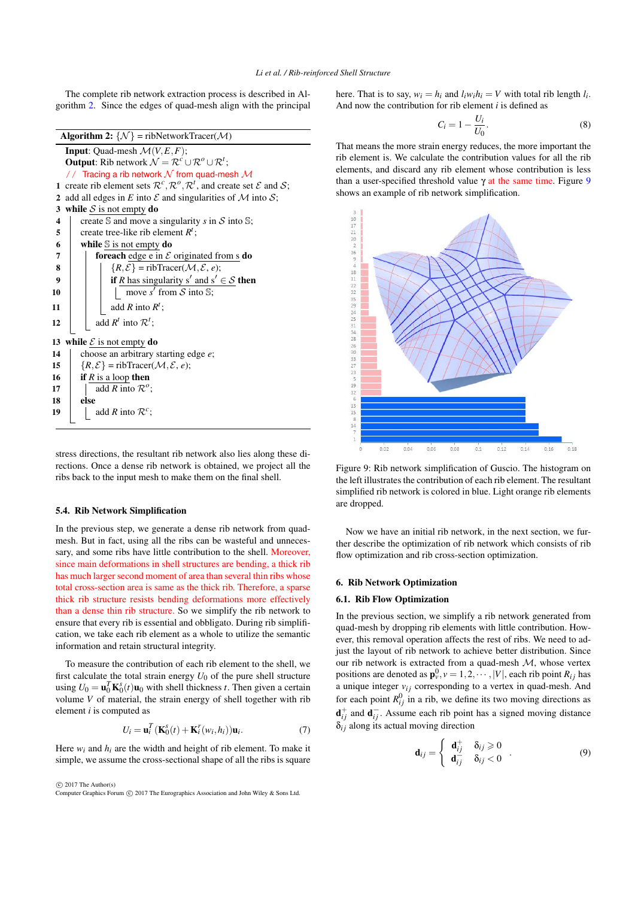The complete rib network extraction process is described in Algorithm 2. Since the edges of quad-mesh align with the principal stress directions, the resultant rib network also lies along these directions. Once a dense rib network is obtained, we project all the ribs back to the input mesh to make them on the final shell.

```
Algorithm 2: {N} = ribNetworkTracer(M)
Input: Quad-mesh M(V,E,F);
Output: Rib network N = R^c ∪ R^o ∪ R^t;
   // Tracing a rib network N from quad-mesh M
1  create rib element sets R^c, R^o, R^t, and create set E and S;
2  add all edges in E into E and singularities of M into S;
3  while S is not empty do
4      create 𝕊 and move a singularity s in S into 𝕊;
5      create tree-like rib element R^t;
6      while 𝕊 is not empty do
7          foreach edge e in E originated from s do
8              {R, E} = ribTracer(M, E, e);
9              if R has singularity s' and s' ∈ S then
10                 move s' from S into 𝕊;
11             add R into R^t;
12     add R^t into R^t;
13 while E is not empty do
14     choose an arbitrary starting edge e;
15     {R, E} = ribTracer(M, E, e);
16     if R is a loop then
17         add R into R^o;
18     else
19         add R into R^c;
```

### 5.4. Rib Network Simplification

In the previous step, we generate a dense rib network from quad-mesh. But in fact, using all the ribs can be wasteful and unnecessary, and some ribs have little contribution to the shell. Moreover, since main deformations in shell structures are bending, a thick rib has much larger second moment of area than several thin ribs whose total cross-section area is same as the thick rib. Therefore, a sparse thick rib structure resists bending deformations more effectively than a dense thin rib structure. So we simplify the rib network to ensure that every rib is essential and obbligato. During rib simplification, we take each rib element as a whole to utilize the semantic information and retain structural integrity.

To measure the contribution of each rib element to the shell, we first calculate the total strain energy $U_0$ of the pure shell structure using $U_0 = \mathbf{u}_0^T \mathbf{K}_0^s(t)\mathbf{u}_0$ with shell thickness $t$. Then given a certain volume $V$ of material, the strain energy of shell together with rib element $i$ is computed as

$$U_i = \mathbf{u}_i^T\left(\mathbf{K}_0^s(t) + \mathbf{K}_i^r(w_i, h_i)\right)\mathbf{u}_i. \tag{7}$$

Here $w_i$ and $h_i$ are the width and height of rib element. To make it simple, we assume the cross-sectional shape of all the ribs is square here. That is to say, $w_i = h_i$ and $l_i w_i h_i = V$ with total rib length $l_i$. And now the contribution for rib element $i$ is defined as

$$C_i = 1 - \frac{U_i}{U_0}. \tag{8}$$

That means the more strain energy reduces, the more important the rib element is. We calculate the contribution values for all the rib elements, and discard any rib element whose contribution is less than a user-specified threshold value $\gamma$ at the same time. Figure 9 shows an example of rib network simplification.

Figure 9: Rib network simplification of Guscio. The histogram on the left illustrates the contribution of each rib element. The resultant simplified rib network is colored in blue. Light orange rib elements are dropped.

Now we have an initial rib network, in the next section, we further describe the optimization of rib network which consists of rib flow optimization and rib cross-section optimization.

## 6. Rib Network Optimization

### 6.1. Rib Flow Optimization

In the previous section, we simplify a rib network generated from quad-mesh by dropping rib elements with little contribution. However, this removal operation affects the rest of ribs. We need to adjust the layout of rib network to achieve better distribution. Since our rib network is extracted from a quad-mesh $\mathcal{M}$, whose vertex positions are denoted as $\mathbf{p}_v^0, v = 1, 2, \cdots, |V|$, each rib point $R_{ij}$ has a unique integer $v_{ij}$ corresponding to a vertex in quad-mesh. And for each point $R_{ij}^0$ in a rib, we define its two moving directions as $\mathbf{d}_{ij}^+$ and $\mathbf{d}_{ij}^-$. Assume each rib point has a signed moving distance $\delta_{ij}$ along its actual moving direction

$$\mathbf{d}_{ij} = \begin{cases} \mathbf{d}_{ij}^+ & \delta_{ij} \geqslant 0 \\ \mathbf{d}_{ij}^- & \delta_{ij} < 0 \end{cases}. \tag{9}$$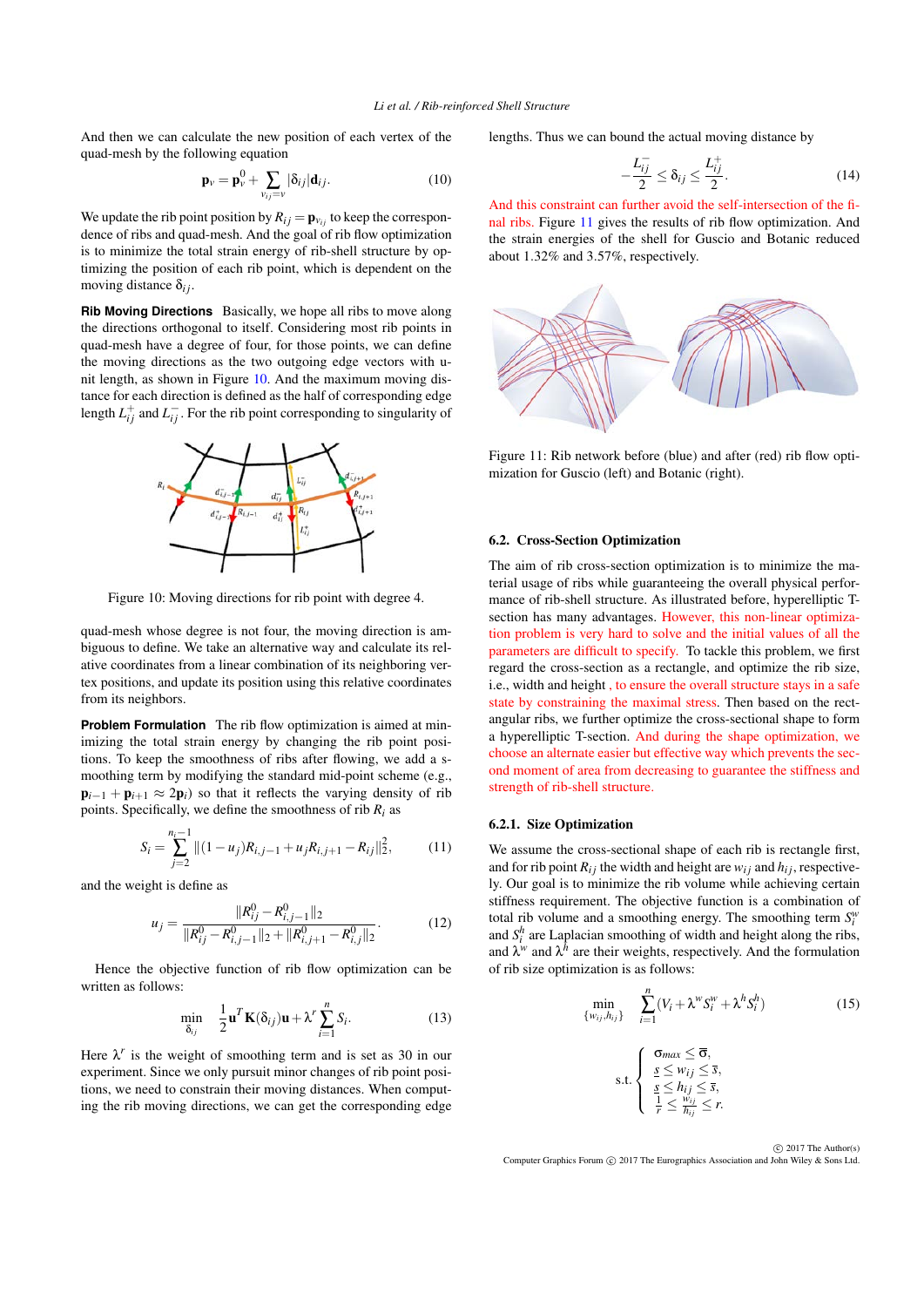And then we can calculate the new position of each vertex of the quad-mesh by the following equation

$$\mathbf{p}_v = \mathbf{p}_v^0 + \sum_{v_{ij}=v} |\delta_{ij}|\mathbf{d}_{ij}. \tag{10}$$

We update the rib point position by $R_{ij} = \mathbf{p}_{v_{ij}}$ to keep the correspondence of ribs and quad-mesh. And the goal of rib flow optimization is to minimize the total strain energy of rib-shell structure by optimizing the position of each rib point, which is dependent on the moving distance $\delta_{ij}$.

**Rib Moving Directions** Basically, we hope all ribs to move along the directions orthogonal to itself. Considering most rib points in quad-mesh have a degree of four, for those points, we can define the moving directions as the two outgoing edge vectors with unit length, as shown in Figure 10. And the maximum moving distance for each direction is defined as the half of corresponding edge length $L_{ij}^+$ and $L_{ij}^-$. For the rib point corresponding to singularity of quad-mesh whose degree is not four, the moving direction is ambiguous to define. We take an alternative way and calculate its relative coordinates from a linear combination of its neighboring vertex positions, and update its position using this relative coordinates from its neighbors.

Figure 10: Moving directions for rib point with degree 4.

**Problem Formulation** The rib flow optimization is aimed at minimizing the total strain energy by changing the rib point positions. To keep the smoothness of ribs after flowing, we add a smoothing term by modifying the standard mid-point scheme (e.g., $\mathbf{p}_{i-1} + \mathbf{p}_{i+1} \approx 2\mathbf{p}_i$) so that it reflects the varying density of rib points. Specifically, we define the smoothness of rib $R_i$ as

$$S_i = \sum_{j=2}^{n_i-1} \|(1-u_j)R_{i,j-1} + u_j R_{i,j+1} - R_{ij}\|_2^2, \tag{11}$$

and the weight is define as

$$u_j = \frac{\|R_{ij}^0 - R_{i,j-1}^0\|_2}{\|R_{ij}^0 - R_{i,j-1}^0\|_2 + \|R_{i,j+1}^0 - R_{i,j}^0\|_2}. \tag{12}$$

Hence the objective function of rib flow optimization can be written as follows:

$$\min_{\delta_{ij}} \quad \frac{1}{2}\mathbf{u}^T \mathbf{K}(\delta_{ij})\mathbf{u} + \lambda^r \sum_{i=1}^{n} S_i. \tag{13}$$

Here $\lambda^r$ is the weight of smoothing term and is set as 30 in our experiment. Since we only pursuit minor changes of rib point positions, we need to constrain their moving distances. When computing the rib moving directions, we can get the corresponding edge lengths. Thus we can bound the actual moving distance by

$$-\frac{L_{ij}^-}{2} \le \delta_{ij} \le \frac{L_{ij}^+}{2}. \tag{14}$$

And this constraint can further avoid the self-intersection of the final ribs. Figure 11 gives the results of rib flow optimization. And the strain energies of the shell for Guscio and Botanic reduced about 1.32% and 3.57%, respectively.

Figure 11: Rib network before (blue) and after (red) rib flow optimization for Guscio (left) and Botanic (right).

### 6.2. Cross-Section Optimization

The aim of rib cross-section optimization is to minimize the material usage of ribs while guaranteeing the overall physical performance of rib-shell structure. As illustrated before, hyperelliptic T-section has many advantages. However, this non-linear optimization problem is very hard to solve and the initial values of all the parameters are difficult to specify. To tackle this problem, we first regard the cross-section as a rectangle, and optimize the rib size, i.e., width and height, to ensure the overall structure stays in a safe state by constraining the maximal stress. Then based on the rectangular ribs, we further optimize the cross-sectional shape to form a hyperelliptic T-section. And during the shape optimization, we choose an alternate easier but effective way which prevents the second moment of area from decreasing to guarantee the stiffness and strength of rib-shell structure.

#### 6.2.1. Size Optimization

We assume the cross-sectional shape of each rib is rectangle first, and for rib point $R_{ij}$ the width and height are $w_{ij}$ and $h_{ij}$, respectively. Our goal is to minimize the rib volume while achieving certain stiffness requirement. The objective function is a combination of total rib volume and a smoothing energy. The smoothing term $S_i^w$ and $S_i^h$ are Laplacian smoothing of width and height along the ribs, and $\lambda^w$ and $\lambda^h$ are their weights, respectively. And the formulation of rib size optimization is as follows:

$$\min_{\{w_{ij}, h_{ij}\}} \quad \sum_{i=1}^{n} (V_i + \lambda^w S_i^w + \lambda^h S_i^h) \tag{15}$$

$$\text{s.t.} \quad \begin{cases} \sigma_{max} \le \overline{\sigma}, \\ \underline{s} \le w_{ij} \le \overline{s}, \\ \underline{s} \le h_{ij} \le \overline{s}, \\ \frac{1}{r} \le \frac{w_{ij}}{h_{ij}} \le r. \end{cases}$$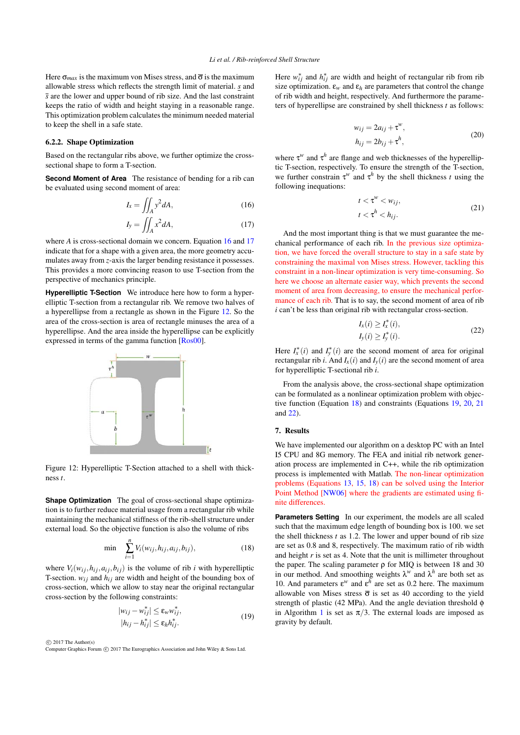Here $\sigma_{max}$ is the maximum von Mises stress, and $\overline{\sigma}$ is the maximum allowable stress which reflects the strength limit of material. $\underline{s}$ and $\overline{s}$ are the lower and upper bound of rib size. And the last constraint keeps the ratio of width and height staying in a reasonable range. This optimization problem calculates the minimum needed material to keep the shell in a safe state.

### 6.2.2. Shape Optimization

Based on the rectangular ribs above, we further optimize the cross-sectional shape to form a T-section.

**Second Moment of Area** The resistance of bending for a rib can be evaluated using second moment of area:

$$I_x = \iint_A y^2 dA, \tag{16}$$

$$I_y = \iint_A x^2 dA, \tag{17}$$

where $A$ is cross-sectional domain we concern. Equation 16 and 17 indicate that for a shape with a given area, the more geometry accumulates away from $z$-axis the larger bending resistance it possesses. This provides a more convincing reason to use T-section from the perspective of mechanics principle.

**Hyperelliptic T-Section** We introduce here how to form a hyperelliptic T-section from a rectangular rib. We remove two halves of a hyperellipse from a rectangle as shown in the Figure 12. So the area of the cross-section is area of rectangle minuses the area of a hyperellipse. And the area inside the hyperellipse can be explicitly expressed in terms of the gamma function [Ros00].

Figure 12: Hyperelliptic T-Section attached to a shell with thickness $t$.

**Shape Optimization** The goal of cross-sectional shape optimization is to further reduce material usage from a rectangular rib while maintaining the mechanical stiffness of the rib-shell structure under external load. So the objective function is also the volume of ribs

$$\min \quad \sum_{i=1}^{n} V_i(w_{ij}, h_{ij}, a_{ij}, b_{ij}), \tag{18}$$

where $V_i(w_{ij}, h_{ij}, a_{ij}, b_{ij})$ is the volume of rib $i$ with hyperelliptic T-section. $w_{ij}$ and $h_{ij}$ are width and height of the bounding box of cross-section, which we allow to stay near the original rectangular cross-section by the following constraints:

$$\begin{aligned} |w_{ij} - w_{ij}^*| &\le \varepsilon_w w_{ij}^*, \\ |h_{ij} - h_{ij}^*| &\le \varepsilon_h h_{ij}^*. \end{aligned} \tag{19}$$

Here $w_{ij}^*$ and $h_{ij}^*$ are width and height of rectangular rib from rib size optimization. $\varepsilon_w$ and $\varepsilon_h$ are parameters that control the change of rib width and height, respectively. And furthermore the parameters of hyperellipse are constrained by shell thickness $t$ as follows:

$$\begin{aligned} w_{ij} &= 2a_{ij} + \tau^w, \\ h_{ij} &= 2b_{ij} + \tau^h, \end{aligned} \tag{20}$$

where $\tau^w$ and $\tau^h$ are flange and web thicknesses of the hyperelliptic T-section, respectively. To ensure the strength of the T-section, we further constrain $\tau^w$ and $\tau^h$ by the shell thickness $t$ using the following inequations:

$$\begin{aligned} t &< \tau^w < w_{ij}, \\ t &< \tau^h < h_{ij}. \end{aligned} \tag{21}$$

And the most important thing is that we must guarantee the mechanical performance of each rib. In the previous size optimization, we have forced the overall structure to stay in a safe state by constraining the maximal von Mises stress. However, tackling this constraint in a non-linear optimization is very time-consuming. So here we choose an alternate easier way, which prevents the second moment of area from decreasing, to ensure the mechanical performance of each rib. That is to say, the second moment of area of rib $i$ can't be less than original rib with rectangular cross-section.

$$\begin{aligned} I_x(i) &\ge I_x^*(i), \\ I_y(i) &\ge I_y^*(i). \end{aligned} \tag{22}$$

Here $I_x^*(i)$ and $I_y^*(i)$ are the second moment of area for original rectangular rib $i$. And $I_x(i)$ and $I_y(i)$ are the second moment of area for hyperelliptic T-sectional rib $i$.

From the analysis above, the cross-sectional shape optimization can be formulated as a nonlinear optimization problem with objective function (Equation 18) and constraints (Equations 19, 20, 21 and 22).

## 7. Results

We have implemented our algorithm on a desktop PC with an Intel I5 CPU and 8G memory. The FEA and initial rib network generation process are implemented in C++, while the rib optimization process is implemented with Matlab. The non-linear optimization problems (Equations 13, 15, 18) can be solved using the Interior Point Method [NW06] where the gradients are estimated using finite differences.

**Parameters Setting** In our experiment, the models are all scaled such that the maximum edge length of bounding box is 100. we set the shell thickness $t$ as 1.2. The lower and upper bound of rib size are set as 0.8 and 8, respectively. The maximum ratio of rib width and height $r$ is set as 4. Note that the unit is millimeter throughout the paper. The scaling parameter $\rho$ for MIQ is between 18 and 30 in our method. And smoothing weights $\lambda^w$ and $\lambda^h$ are both set as 10. And parameters $\varepsilon^w$ and $\varepsilon^h$ are set as 0.2 here. The maximum allowable von Mises stress $\overline{\sigma}$ is set as 40 according to the yield strength of plastic (42 MPa). And the angle deviation threshold $\phi$ in Algorithm 1 is set as $\pi/3$. The external loads are imposed as gravity by default.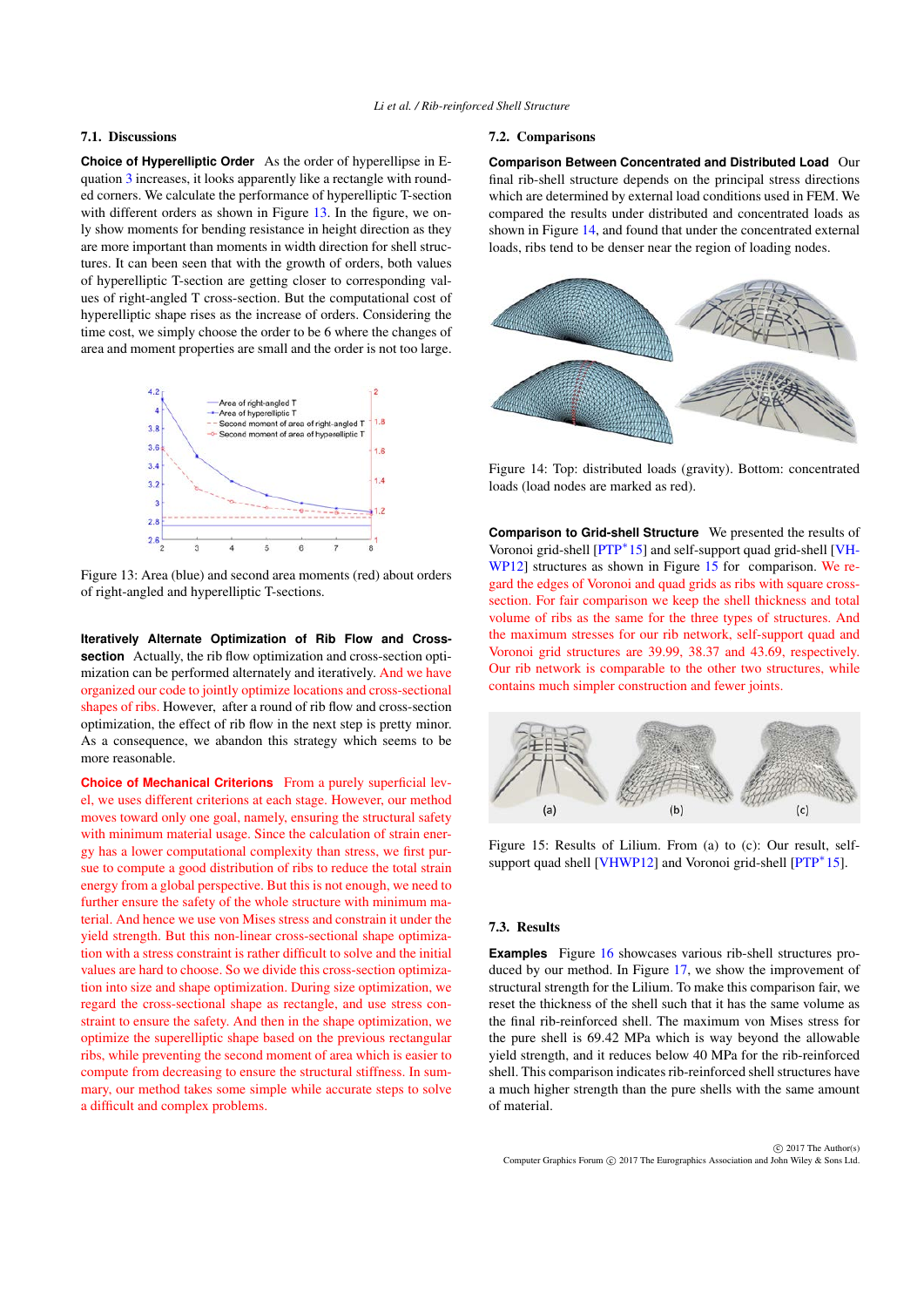### 7.1. Discussions

**Choice of Hyperelliptic Order** As the order of hyperellipse in Equation 3 increases, it looks apparently like a rectangle with rounded corners. We calculate the performance of hyperelliptic T-section with different orders as shown in Figure 13. In the figure, we only show moments for bending resistance in height direction as they are more important than moments in width direction for shell structures. It can been seen that with the growth of orders, both values of hyperelliptic T-section are getting closer to corresponding values of right-angled T cross-section. But the computational cost of hyperelliptic shape rises as the increase of orders. Considering the time cost, we simply choose the order to be 6 where the changes of area and moment properties are small and the order is not too large.

Figure 13: Area (blue) and second area moments (red) about orders of right-angled and hyperelliptic T-sections.

**Iteratively Alternate Optimization of Rib Flow and Cross-section** Actually, the rib flow optimization and cross-section optimization can be performed alternately and iteratively. And we have organized our code to jointly optimize locations and cross-sectional shapes of ribs. However, after a round of rib flow and cross-section optimization, the effect of rib flow in the next step is pretty minor. As a consequence, we abandon this strategy which seems to be more reasonable.

**Choice of Mechanical Criterions** From a purely superficial level, we uses different criterions at each stage. However, our method moves toward only one goal, namely, ensuring the structural safety with minimum material usage. Since the calculation of strain energy has a lower computational complexity than stress, we first pursue to compute a good distribution of ribs to reduce the total strain energy from a global perspective. But this is not enough, we need to further ensure the safety of the whole structure with minimum material. And hence we use von Mises stress and constrain it under the yield strength. But this non-linear cross-sectional shape optimization with a stress constraint is rather difficult to solve and the initial values are hard to choose. So we divide this cross-section optimization into size and shape optimization. During size optimization, we regard the cross-sectional shape as rectangle, and use stress constraint to ensure the safety. And then in the shape optimization, we optimize the superelliptic shape based on the previous rectangular ribs, while preventing the second moment of area which is easier to compute from decreasing to ensure the structural stiffness. In summary, our method takes some simple while accurate steps to solve a difficult and complex problems.

### 7.2. Comparisons

**Comparison Between Concentrated and Distributed Load** Our final rib-shell structure depends on the principal stress directions which are determined by external load conditions used in FEM. We compared the results under distributed and concentrated loads as shown in Figure 14, and found that under the concentrated external loads, ribs tend to be denser near the region of loading nodes.

Figure 14: Top: distributed loads (gravity). Bottom: concentrated loads (load nodes are marked as red).

**Comparison to Grid-shell Structure** We presented the results of Voronoi grid-shell [PTP*15] and self-support quad grid-shell [VHWP12] structures as shown in Figure 15 for comparison. We regard the edges of Voronoi and quad grids as ribs with square cross-section. For fair comparison we keep the shell thickness and total volume of ribs as the same for the three types of structures. And the maximum stresses for our rib network, self-support quad and Voronoi grid structures are 39.99, 38.37 and 43.69, respectively. Our rib network is comparable to the other two structures, while contains much simpler construction and fewer joints.

Figure 15: Results of Lilium. From (a) to (c): Our result, self-support quad shell [VHWP12] and Voronoi grid-shell [PTP*15].

### 7.3. Results

**Examples** Figure 16 showcases various rib-shell structures produced by our method. In Figure 17, we show the improvement of structural strength for the Lilium. To make this comparison fair, we reset the thickness of the shell such that it has the same volume as the final rib-reinforced shell. The maximum von Mises stress for the pure shell is 69.42 MPa which is way beyond the allowable yield strength, and it reduces below 40 MPa for the rib-reinforced shell. This comparison indicates rib-reinforced shell structures have a much higher strength than the pure shells with the same amount of material.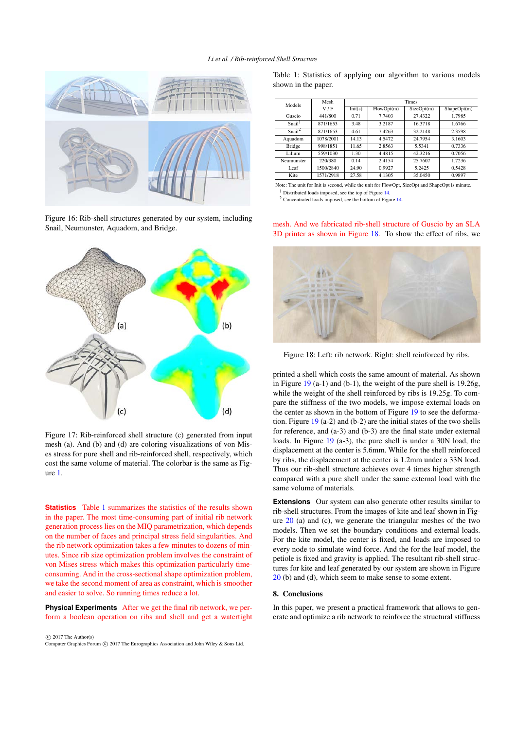Figure 16: Rib-shell structures generated by our system, including Snail, Neumunster, Aquadom, and Bridge.

Figure 17: Rib-reinforced shell structure (c) generated from input mesh (a). And (b) and (d) are coloring visualizations of von Mises stress for pure shell and rib-reinforced shell, respectively, which cost the same volume of material. The colorbar is the same as Figure 1.

**Statistics** Table 1 summarizes the statistics of the results shown in the paper. The most time-consuming part of initial rib network generation process lies on the MIQ parametrization, which depends on the number of faces and principal stress field singularities. And the rib network optimization takes a few minutes to dozens of minutes. Since rib size optimization problem involves the constraint of von Mises stress which makes this optimization particularly time-consuming. And in the cross-sectional shape optimization problem, we take the second moment of area as constraint, which is smoother and easier to solve. So running times reduce a lot.

**Physical Experiments** After we get the final rib network, we perform a boolean operation on ribs and shell and get a watertight mesh. And we fabricated rib-shell structure of Guscio by an SLA 3D printer as shown in Figure 18. To show the effect of ribs, we printed a shell which costs the same amount of material. As shown in Figure 19 (a-1) and (b-1), the weight of the pure shell is 19.26g, while the weight of the shell reinforced by ribs is 19.25g. To compare the stiffness of the two models, we impose external loads on the center as shown in the bottom of Figure 19 to see the deformation. Figure 19 (a-2) and (b-2) are the initial states of the two shells for reference, and (a-3) and (b-3) are the final state under external loads. In Figure 19 (a-3), the pure shell is under a 30N load, the displacement at the center is 5.6mm. While for the shell reinforced by ribs, the displacement at the center is 1.2mm under a 33N load. Thus our rib-shell structure achieves over 4 times higher strength compared with a pure shell under the same external load with the same volume of materials.

Table 1: Statistics of applying our algorithm to various models shown in the paper.

| Models | Mesh V / F | Times | | | |
|---|---|---|---|---|---|
| | | Init(s) | FlowOpt(m) | SizeOpt(m) | ShapeOpt(m) |
| Guscio | 441/800 | 0.71 | 7.7403 | 27.4322 | 1.7985 |
| Snail[1] | 871/1653 | 3.48 | 3.2187 | 16.3718 | 1.6766 |
| Snail[2] | 871/1653 | 4.61 | 7.4263 | 32.2148 | 2.3598 |
| Aquadom | 1078/2001 | 14.13 | 4.5472 | 24.7954 | 3.1603 |
| Bridge | 998/1851 | 11.65 | 2.8563 | 5.5341 | 0.7336 |
| Lilium | 559/1030 | 1.30 | 4.4815 | 42.3216 | 0.7056 |
| Neumunster | 220/380 | 0.14 | 2.4154 | 25.7607 | 1.7236 |
| Leaf | 1500/2840 | 24.90 | 0.9927 | 5.2425 | 0.5428 |
| Kite | 1571/2918 | 27.58 | 4.1305 | 35.0450 | 0.9897 |

Note: The unit for Init is second, while the unit for FlowOpt, SizeOpt and ShapeOpt is minute.
[1] Distributed loads imposed, see the top of Figure 14.
[2] Concentrated loads imposed, see the bottom of Figure 14.

Figure 18: Left: rib network. Right: shell reinforced by ribs.

**Extensions** Our system can also generate other results similar to rib-shell structures. From the images of kite and leaf shown in Figure 20 (a) and (c), we generate the triangular meshes of the two models. Then we set the boundary conditions and external loads. For the kite model, the center is fixed, and loads are imposed to every node to simulate wind force. And the for the leaf model, the petiole is fixed and gravity is applied. The resultant rib-shell structures for kite and leaf generated by our system are shown in Figure 20 (b) and (d), which seem to make sense to some extent.

## 8. Conclusions

In this paper, we present a practical framework that allows to generate and optimize a rib network to reinforce the structural stiffness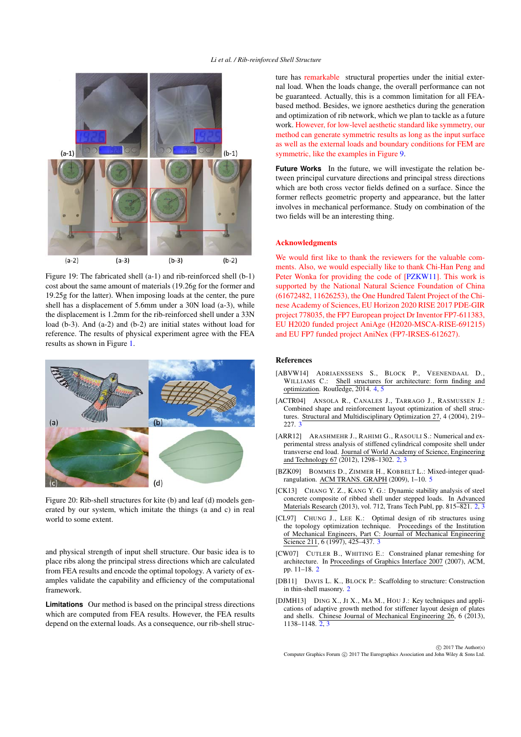Figure 19: The fabricated shell (a-1) and rib-reinforced shell (b-1) cost about the same amount of materials (19.26g for the former and 19.25g for the latter). When imposing loads at the center, the pure shell has a displacement of 5.6mm under a 30N load (a-3), while the displacement is 1.2mm for the rib-reinforced shell under a 33N load (b-3). And (a-2) and (b-2) are initial states without load for reference. The results of physical experiment agree with the FEA results as shown in Figure 1.

Figure 20: Rib-shell structures for kite (b) and leaf (d) models generated by our system, which imitate the things (a and c) in real world to some extent.

and physical strength of input shell structure. Our basic idea is to place ribs along the principal stress directions which are calculated from FEA results and encode the optimal topology. A variety of examples validate the capability and efficiency of the computational framework.

**Limitations** Our method is based on the principal stress directions which are computed from FEA results. However, the FEA results depend on the external loads. As a consequence, our rib-shell structure has remarkable structural properties under the initial external load. When the loads change, the overall performance can not be guaranteed. Actually, this is a common limitation for all FEA-based method. Besides, we ignore aesthetics during the generation and optimization of rib network, which we plan to tackle as a future work. However, for low-level aesthetic standard like symmetry, our method can generate symmetric results as long as the input surface as well as the external loads and boundary conditions for FEM are symmetric, like the examples in Figure 9.

**Future Works** In the future, we will investigate the relation between principal curvature directions and principal stress directions which are both cross vector fields defined on a surface. Since the former reflects geometric property and appearance, but the latter involves in mechanical performance. Study on combination of the two fields will be an interesting thing.

## Acknowledgments

We would first like to thank the reviewers for the valuable comments. Also, we would especially like to thank Chi-Han Peng and Peter Wonka for providing the code of [PZKW11]. This work is supported by the National Natural Science Foundation of China (61672482, 11626253), the One Hundred Talent Project of the Chinese Academy of Sciences, EU Horizon 2020 RISE 2017 PDE-GIR project 778035, the FP7 European project Dr Inventor FP7-611383, EU H2020 funded project AniAge (H2020-MSCA-RISE-691215) and EU FP7 funded project AniNex (FP7-IRSES-612627).

## References

[ABVW14] ADRIAENSSENS S., BLOCK P., VEENENDAAL D., WILLIAMS C.: Shell structures for architecture: form finding and optimization. Routledge, 2014. 4, 5

[ACTR04] ANSOLA R., CANALES J., TARRAGO J., RASMUSSEN J.: Combined shape and reinforcement layout optimization of shell structures. Structural and Multidisciplinary Optimization 27, 4 (2004), 219–227. 3

[ARR12] ARASHMEHR J., RAHIMI G., RASOULI S.: Numerical and experimental stress analysis of stiffened cylindrical composite shell under transverse end load. Journal of World Academy of Science, Engineering and Technology 67 (2012), 1298–1302. 2, 3

[BZK09] BOMMES D., ZIMMER H., KOBBELT L.: Mixed-integer quadrangulation. ACM TRANS. GRAPH (2009), 1–10. 5

[CK13] CHANG Y. Z., KANG Y. G.: Dynamic stability analysis of steel concrete composite of ribbed shell under stepped loads. In Advanced Materials Research (2013), vol. 712, Trans Tech Publ, pp. 815–821. 2, 3

[CL97] CHUNG J., LEE K.: Optimal design of rib structures using the topology optimization technique. Proceedings of the Institution of Mechanical Engineers, Part C: Journal of Mechanical Engineering Science 211, 6 (1997), 425–437. 3

[CW07] CUTLER B., WHITING E.: Constrained planar remeshing for architecture. In Proceedings of Graphics Interface 2007 (2007), ACM, pp. 11–18. 2

[DB11] DAVIS L. K., BLOCK P.: Scaffolding to structure: Construction in thin-shell masonry. 2

[DJMH13] DING X., JI X., MA M., HOU J.: Key techniques and applications of adaptive growth method for stiffener layout design of plates and shells. Chinese Journal of Mechanical Engineering 26, 6 (2013), 1138–1148. 2, 3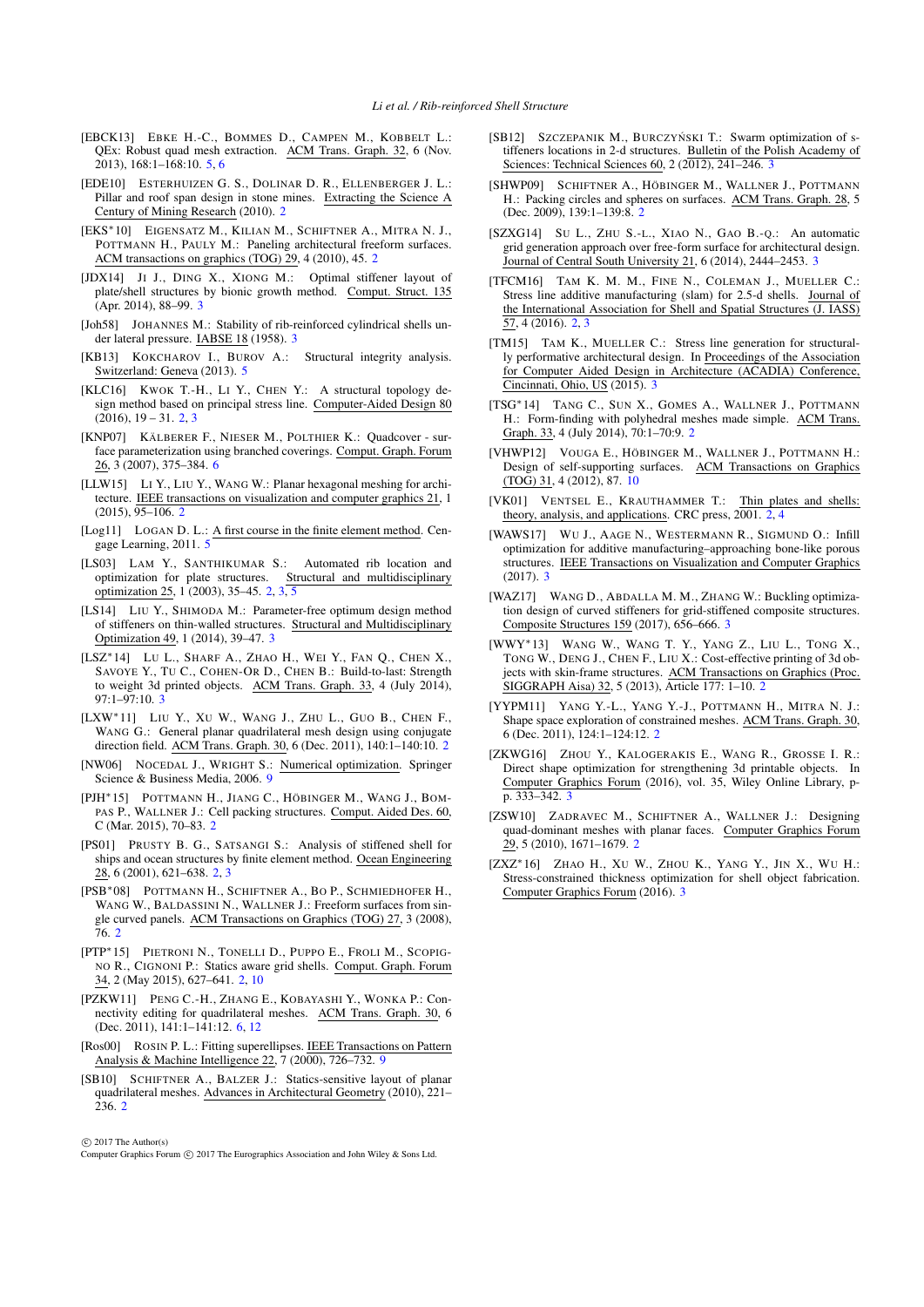[EBCK13] EBKE H.-C., BOMMES D., CAMPEN M., KOBBELT L.: QEx: Robust quad mesh extraction. ACM Trans. Graph. 32, 6 (Nov. 2013), 168:1–168:10. 5, 6

[EDE10] ESTERHUIZEN G. S., DOLINAR D. R., ELLENBERGER J. L.: Pillar and roof span design in stone mines. Extracting the Science A Century of Mining Research (2010). 2

[EKS*10] EIGENSATZ M., KILIAN M., SCHIFTNER A., MITRA N. J., POTTMANN H., PAULY M.: Paneling architectural freeform surfaces. ACM transactions on graphics (TOG) 29, 4 (2010), 45. 2

[JDX14] JI J., DING X., XIONG M.: Optimal stiffener layout of plate/shell structures by bionic growth method. Comput. Struct. 135 (Apr. 2014), 88–99. 3

[Joh58] JOHANNES M.: Stability of rib-reinforced cylindrical shells under lateral pressure. IABSE 18 (1958). 3

[KB13] KOKCHAROV I., BUROV A.: Structural integrity analysis. Switzerland: Geneva (2013). 5

[KLC16] KWOK T.-H., LI Y., CHEN Y.: A structural topology design method based on principal stress line. Computer-Aided Design 80 (2016), 19 – 31. 2, 3

[KNP07] KÄLBERER F., NIESER M., POLTHIER K.: Quadcover - surface parameterization using branched coverings. Comput. Graph. Forum 26, 3 (2007), 375–384. 6

[LLW15] LI Y., LIU Y., WANG W.: Planar hexagonal meshing for architecture. IEEE transactions on visualization and computer graphics 21, 1 (2015), 95–106. 2

[Log11] LOGAN D. L.: A first course in the finite element method. Cengage Learning, 2011. 5

[LS03] LAM Y., SANTHIKUMAR S.: Automated rib location and optimization for plate structures. Structural and multidisciplinary optimization 25, 1 (2003), 35–45. 2, 3, 5

[LS14] LIU Y., SHIMODA M.: Parameter-free optimum design method of stiffeners on thin-walled structures. Structural and Multidisciplinary Optimization 49, 1 (2014), 39–47. 3

[LSZ*14] LU L., SHARF A., ZHAO H., WEI Y., FAN Q., CHEN X., SAVOYE Y., TU C., COHEN-OR D., CHEN B.: Build-to-last: Strength to weight 3d printed objects. ACM Trans. Graph. 33, 4 (July 2014), 97:1–97:10. 3

[LXW*11] LIU Y., XU W., WANG J., ZHU L., GUO B., CHEN F., WANG G.: General planar quadrilateral mesh design using conjugate direction field. ACM Trans. Graph. 30, 6 (Dec. 2011), 140:1–140:10. 2

[NW06] NOCEDAL J., WRIGHT S.: Numerical optimization. Springer Science & Business Media, 2006. 9

[PJH*15] POTTMANN H., JIANG C., HÖBINGER M., WANG J., BOMPAS P., WALLNER J.: Cell packing structures. Comput. Aided Des. 60, C (Mar. 2015), 70–83. 2

[PS01] PRUSTY B. G., SATSANGI S.: Analysis of stiffened shell for ships and ocean structures by finite element method. Ocean Engineering 28, 6 (2001), 621–638. 2, 3

[PSB*08] POTTMANN H., SCHIFTNER A., BO P., SCHMIEDHOFER H., WANG W., BALDASSINI N., WALLNER J.: Freeform surfaces from single curved panels. ACM Transactions on Graphics (TOG) 27, 3 (2008), 76. 2

[PTP*15] PIETRONI N., TONELLI D., PUPPO E., FROLI M., SCOPIGNO R., CIGNONI P.: Statics aware grid shells. Comput. Graph. Forum 34, 2 (May 2015), 627–641. 2, 10

[PZKW11] PENG C.-H., ZHANG E., KOBAYASHI Y., WONKA P.: Connectivity editing for quadrilateral meshes. ACM Trans. Graph. 30, 6 (Dec. 2011), 141:1–141:12. 6, 12

[Ros00] ROSIN P. L.: Fitting superellipses. IEEE Transactions on Pattern Analysis & Machine Intelligence 22, 7 (2000), 726–732. 9

[SB10] SCHIFTNER A., BALZER J.: Statics-sensitive layout of planar quadrilateral meshes. Advances in Architectural Geometry (2010), 221–236. 2

[SB12] SZCZEPANIK M., BURCZYŃSKI T.: Swarm optimization of stiffeners locations in 2-d structures. Bulletin of the Polish Academy of Sciences: Technical Sciences 60, 2 (2012), 241–246. 3

[SHWP09] SCHIFTNER A., HÖBINGER M., WALLNER J., POTTMANN H.: Packing circles and spheres on surfaces. ACM Trans. Graph. 28, 5 (Dec. 2009), 139:1–139:8. 2

[SZXG14] SU L., ZHU S.-L., XIAO N., GAO B.-Q.: An automatic grid generation approach over free-form surface for architectural design. Journal of Central South University 21, 6 (2014), 2444–2453. 3

[TFCM16] TAM K. M. M., FINE N., COLEMAN J., MUELLER C.: Stress line additive manufacturing (slam) for 2.5-d shells. Journal of the International Association for Shell and Spatial Structures (J. IASS) 57, 4 (2016). 2, 3

[TM15] TAM K., MUELLER C.: Stress line generation for structurally performative architectural design. In Proceedings of the Association for Computer Aided Design in Architecture (ACADIA) Conference, Cincinnati, Ohio, US (2015). 3

[TSG*14] TANG C., SUN X., GOMES A., WALLNER J., POTTMANN H.: Form-finding with polyhedral meshes made simple. ACM Trans. Graph. 33, 4 (July 2014), 70:1–70:9. 2

[VHWP12] VOUGA E., HÖBINGER M., WALLNER J., POTTMANN H.: Design of self-supporting surfaces. ACM Transactions on Graphics (TOG) 31, 4 (2012), 87. 10

[VK01] VENTSEL E., KRAUTHAMMER T.: Thin plates and shells: theory, analysis, and applications. CRC press, 2001. 2, 4

[WAWS17] WU J., AAGE N., WESTERMANN R., SIGMUND O.: Infill optimization for additive manufacturing–approaching bone-like porous structures. IEEE Transactions on Visualization and Computer Graphics (2017). 3

[WAZ17] WANG D., ABDALLA M. M., ZHANG W.: Buckling optimization design of curved stiffeners for grid-stiffened composite structures. Composite Structures 159 (2017), 656–666. 3

[WWY*13] WANG W., WANG T. Y., YANG Z., LIU L., TONG X., TONG W., DENG J., CHEN F., LIU X.: Cost-effective printing of 3d objects with skin-frame structures. ACM Transactions on Graphics (Proc. SIGGRAPH Aisa) 32, 5 (2013), Article 177: 1–10. 2

[YYPM11] YANG Y.-L., YANG Y.-J., POTTMANN H., MITRA N. J.: Shape space exploration of constrained meshes. ACM Trans. Graph. 30, 6 (Dec. 2011), 124:1–124:12. 2

[ZKWG16] ZHOU Y., KALOGERAKIS E., WANG R., GROSSE I. R.: Direct shape optimization for strengthening 3d printable objects. In Computer Graphics Forum (2016), vol. 35, Wiley Online Library, pp. 333–342. 3

[ZSW10] ZADRAVEC M., SCHIFTNER A., WALLNER J.: Designing quad-dominant meshes with planar faces. Computer Graphics Forum 29, 5 (2010), 1671–1679. 2

[ZXZ*16] ZHAO H., XU W., ZHOU K., YANG Y., JIN X., WU H.: Stress-constrained thickness optimization for shell object fabrication. Computer Graphics Forum (2016). 3